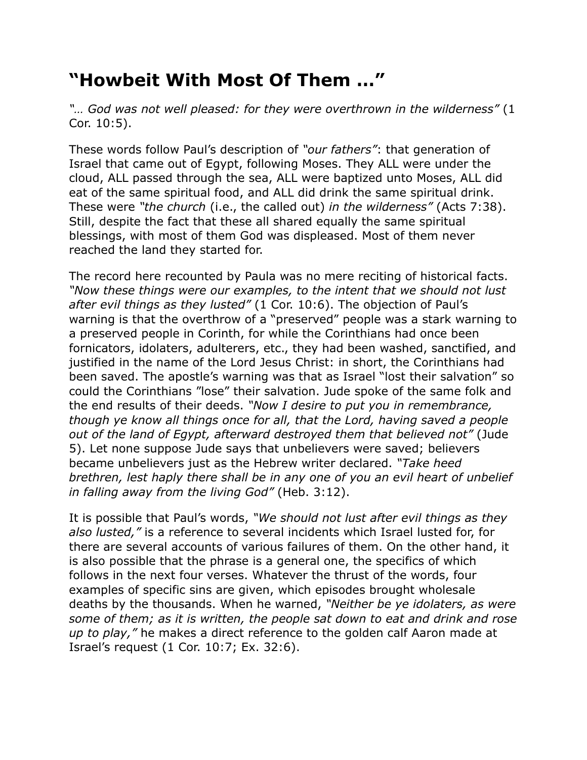# “Howbeit With Most Of Them …”

*“… God was not well pleased: for they were overthrown in the wilderness”* (1 Cor. 10:5).

These words follow Paul’s description of *“our fathers”*: that generation of Israel that came out of Egypt, following Moses. They ALL were under the cloud, ALL passed through the sea, ALL were baptized unto Moses, ALL did eat of the same spiritual food, and ALL did drink the same spiritual drink. These were *“the church* (i.e., the called out) *in the wilderness”* (Acts 7:38). Still, despite the fact that these all shared equally the same spiritual blessings, with most of them God was displeased. Most of them never reached the land they started for.

The record here recounted by Paula was no mere reciting of historical facts. *“Now these things were our examples, to the intent that we should not lust after evil things as they lusted”* (1 Cor. 10:6). The objection of Paul’s warning is that the overthrow of a “preserved” people was a stark warning to a preserved people in Corinth, for while the Corinthians had once been fornicators, idolaters, adulterers, etc., they had been washed, sanctified, and justified in the name of the Lord Jesus Christ: in short, the Corinthians had been saved. The apostle’s warning was that as Israel “lost their salvation” so could the Corinthians ”lose” their salvation. Jude spoke of the same folk and the end results of their deeds. *“Now I desire to put you in remembrance, though ye know all things once for all, that the Lord, having saved a people out of the land of Egypt, afterward destroyed them that believed not”* (Jude 5). Let none suppose Jude says that unbelievers were saved; believers became unbelievers just as the Hebrew writer declared. *“Take heed brethren, lest haply there shall be in any one of you an evil heart of unbelief in falling away from the living God”* (Heb. 3:12).

It is possible that Paul’s words, *“We should not lust after evil things as they also lusted,”* is a reference to several incidents which Israel lusted for, for there are several accounts of various failures of them. On the other hand, it is also possible that the phrase is a general one, the specifics of which follows in the next four verses. Whatever the thrust of the words, four examples of specific sins are given, which episodes brought wholesale deaths by the thousands. When he warned, *“Neither be ye idolaters, as were some of them; as it is written, the people sat down to eat and drink and rose up to play,”* he makes a direct reference to the golden calf Aaron made at Israel’s request (1 Cor. 10:7; Ex. 32:6).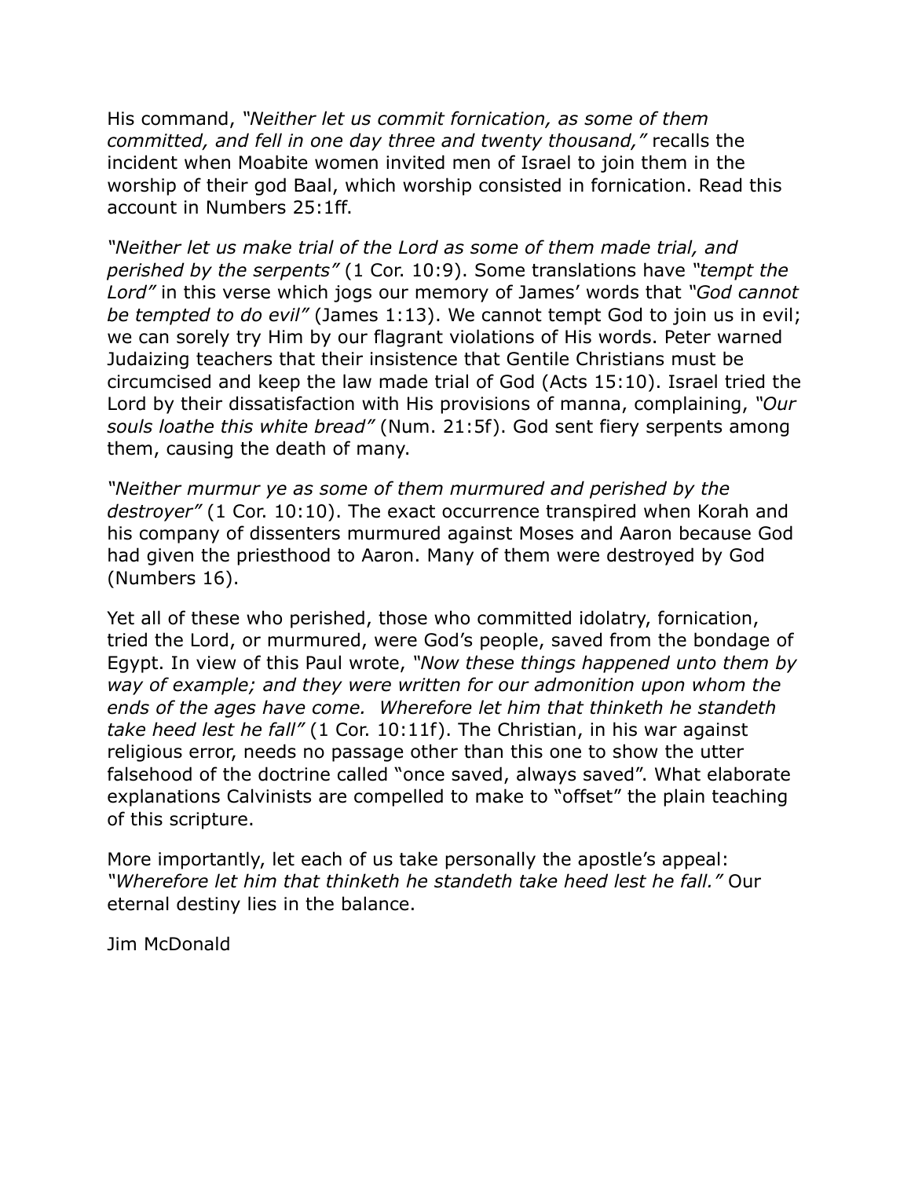His command, *"Neither let us commit fornication, as some of them committed, and fell in one day three and twenty thousand,"* recalls the incident when Moabite women invited men of Israel to join them in the worship of their god Baal, which worship consisted in fornication. Read this account in Numbers 25:1ff.

*"Neither let us make trial of the Lord as some of them made trial, and perished by the serpents"* (1 Cor. 10:9). Some translations have *"tempt the Lord"* in this verse which jogs our memory of James' words that *"God cannot be tempted to do evil"* (James 1:13). We cannot tempt God to join us in evil; we can sorely try Him by our flagrant violations of His words. Peter warned Judaizing teachers that their insistence that Gentile Christians must be circumcised and keep the law made trial of God (Acts 15:10). Israel tried the Lord by their dissatisfaction with His provisions of manna, complaining, *"Our souls loathe this white bread"* (Num. 21:5f). God sent fiery serpents among them, causing the death of many.

*"Neither murmur ye as some of them murmured and perished by the destroyer"* (1 Cor. 10:10). The exact occurrence transpired when Korah and his company of dissenters murmured against Moses and Aaron because God had given the priesthood to Aaron. Many of them were destroyed by God (Numbers 16).

Yet all of these who perished, those who committed idolatry, fornication, tried the Lord, or murmured, were God's people, saved from the bondage of Egypt. In view of this Paul wrote, *"Now these things happened unto them by way of example; and they were written for our admonition upon whom the ends of the ages have come. Wherefore let him that thinketh he standeth take heed lest he fall"* (1 Cor. 10:11f). The Christian, in his war against religious error, needs no passage other than this one to show the utter falsehood of the doctrine called "once saved, always saved". What elaborate explanations Calvinists are compelled to make to "offset" the plain teaching of this scripture.

More importantly, let each of us take personally the apostle's appeal: *"Wherefore let him that thinketh he standeth take heed lest he fall."* Our eternal destiny lies in the balance.

Jim McDonald